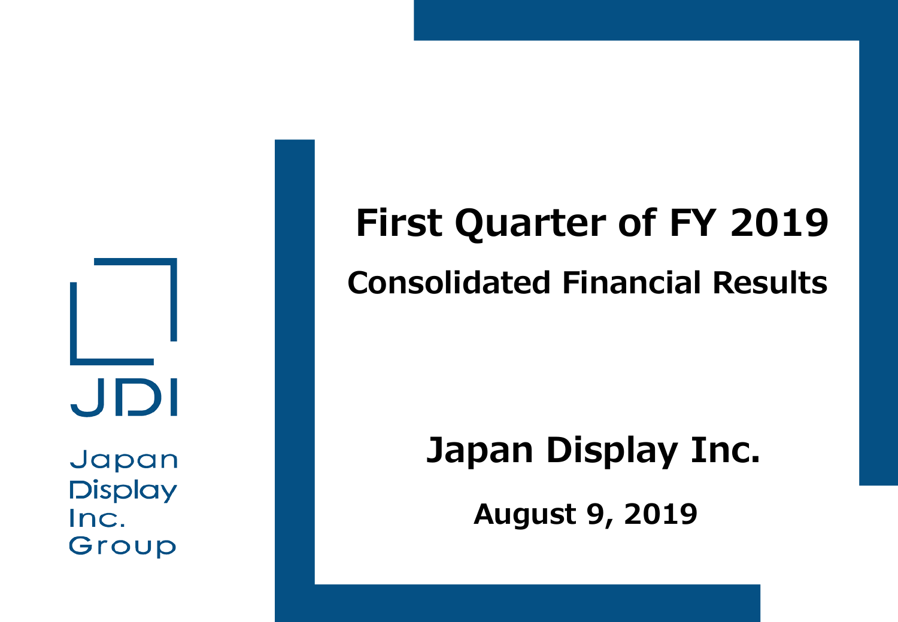# First Quarter of FY 2019

## Consolidated Financial Results

**Japan Display Inc.**

**August 9, 2019**

JDI

Japan Display Inc. Group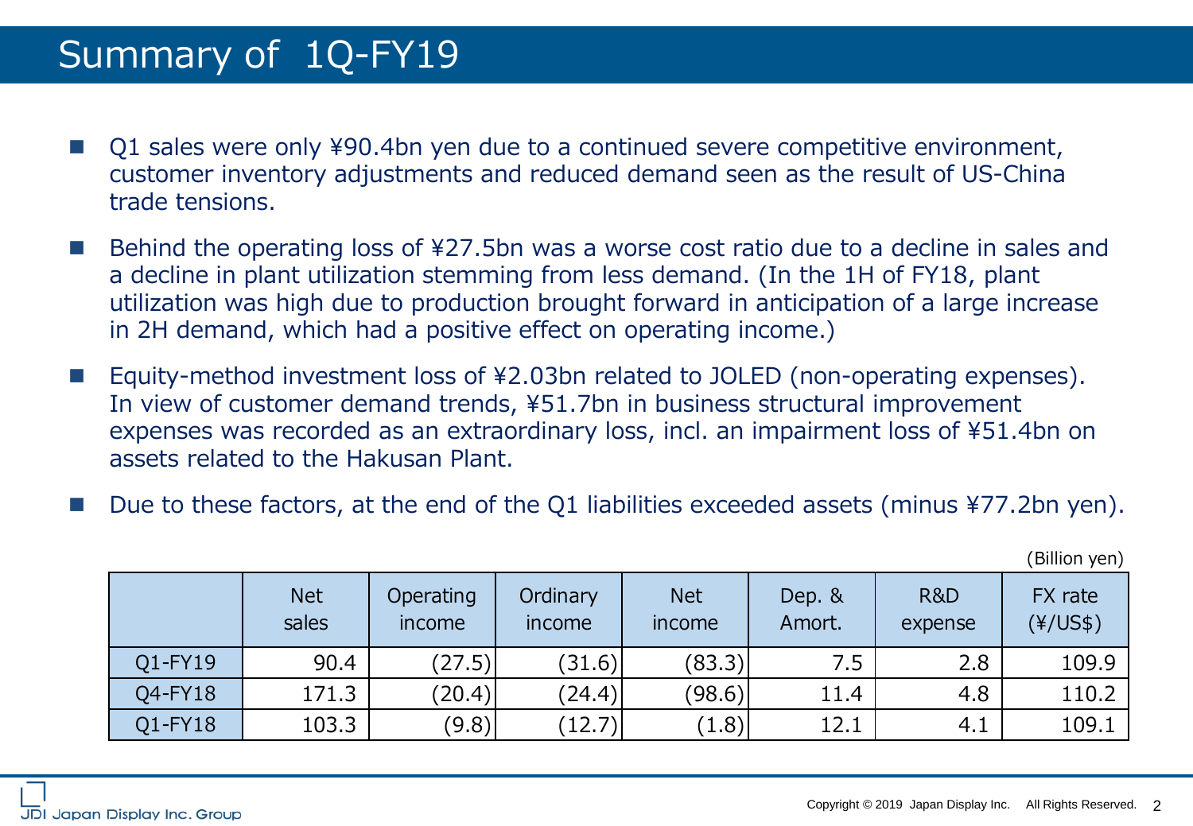# Summary of 1Q-FY19

- Q1 sales were only ¥90.4bn yen due to a continued severe competitive environment, customer inventory adjustments and reduced demand seen as the result of US-China trade tensions.
- Behind the operating loss of ¥27.5bn was a worse cost ratio due to a decline in sales and a decline in plant utilization stemming from less demand. (In the 1H of FY18, plant utilization was high due to production brought forward in anticipation of a large increase in 2H demand, which had a positive effect on operating income.)
- Equity-method investment loss of ¥2.03bn related to JOLED (non-operating expenses). In view of customer demand trends, ¥51.7bn in business structural improvement expenses was recorded as an extraordinary loss, incl. an impairment loss of ¥51.4bn on assets related to the Hakusan Plant.
- Due to these factors, at the end of the Q1 liabilities exceeded assets (minus ¥77.2bn yen).

(Billion yen)

| | Net sales | Operating income | Ordinary income | Net income | Dep. & Amort. | R&D expense | FX rate (¥/US$) |
|---|---|---|---|---|---|---|---|
| Q1-FY19 | 90.4 | (27.5) | (31.6) | (83.3) | 7.5 | 2.8 | 109.9 |
| Q4-FY18 | 171.3 | (20.4) | (24.4) | (98.6) | 11.4 | 4.8 | 110.2 |
| Q1-FY18 | 103.3 | (9.8) | (12.7) | (1.8) | 12.1 | 4.1 | 109.1 |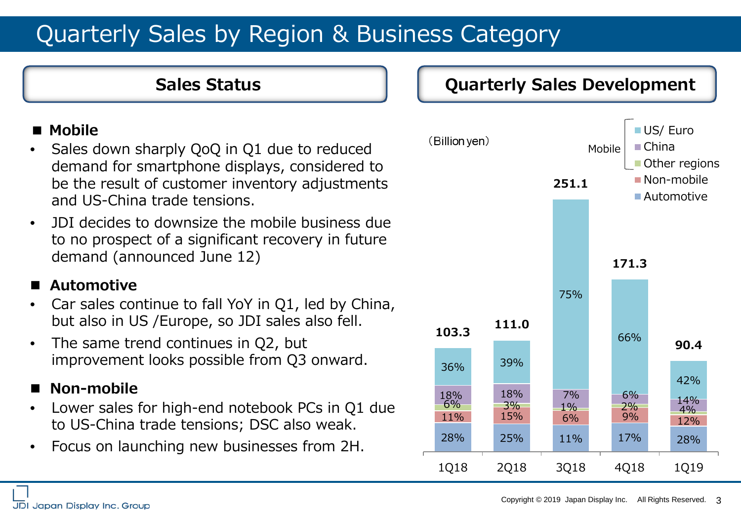# Quarterly Sales by Region & Business Category

## Sales Status

### ■ Mobile

- Sales down sharply QoQ in Q1 due to reduced demand for smartphone displays, considered to be the result of customer inventory adjustments and US-China trade tensions.
- JDI decides to downsize the mobile business due to no prospect of a significant recovery in future demand (announced June 12)

### ■ Automotive

- Car sales continue to fall YoY in Q1, led by China, but also in US /Europe, so JDI sales also fell.
- The same trend continues in Q2, but improvement looks possible from Q3 onward.

### ■ Non-mobile

- Lower sales for high-end notebook PCs in Q1 due to US-China trade tensions; DSC also weak.
- Focus on launching new businesses from 2H.

## Quarterly Sales Development

(Billion yen)

| | 1Q18 | 2Q18 | 3Q18 | 4Q18 | 1Q19 |
|---|---|---|---|---|---|
| Total | 103.3 | 111.0 | 251.1 | 171.3 | 90.4 |
| Mobile: US/ Euro | 36% | 39% | 75% | 66% | 42% |
| Mobile: China | 18% | 18% | 7% | 6% | 14% |
| Mobile: Other regions | 6% | 3% | 1% | 2% | 4% |
| Non-mobile | 11% | 15% | 6% | 9% | 12% |
| Automotive | 28% | 25% | 11% | 17% | 28% |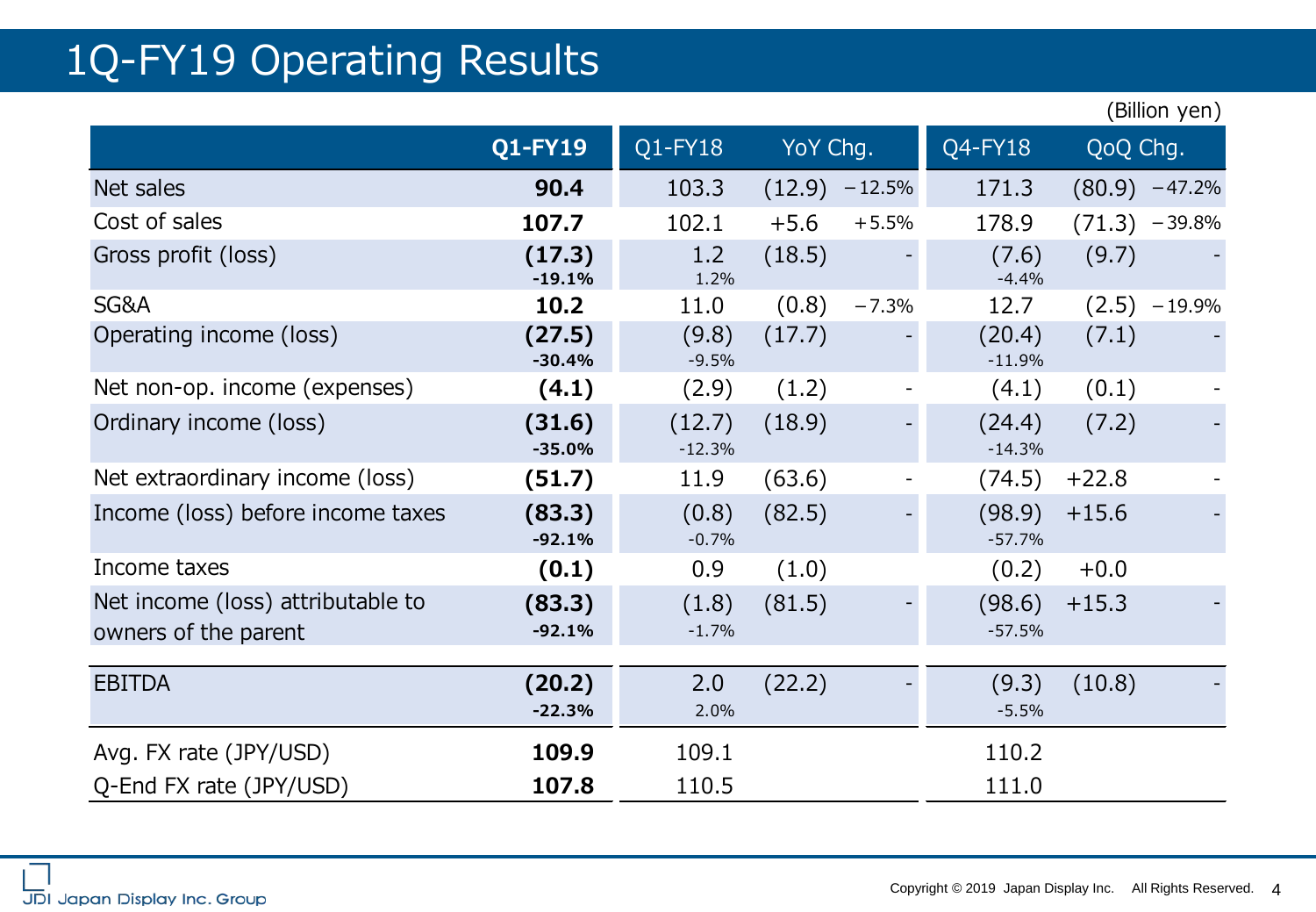# 1Q-FY19 Operating Results

(Billion yen)

| | Q1-FY19 | Q1-FY18 | YoY Chg. | | Q4-FY18 | QoQ Chg. | |
|---|---|---|---|---|---|---|---|
| Net sales | **90.4** | 103.3 | (12.9) | −12.5% | 171.3 | (80.9) | −47.2% |
| Cost of sales | **107.7** | 102.1 | +5.6 | +5.5% | 178.9 | (71.3) | −39.8% |
| Gross profit (loss) | **(17.3)** **-19.1%** | 1.2 1.2% | (18.5) | - | (7.6) -4.4% | (9.7) | - |
| SG&A | **10.2** | 11.0 | (0.8) | −7.3% | 12.7 | (2.5) | −19.9% |
| Operating income (loss) | **(27.5)** **-30.4%** | (9.8) -9.5% | (17.7) | - | (20.4) -11.9% | (7.1) | - |
| Net non-op. income (expenses) | **(4.1)** | (2.9) | (1.2) | - | (4.1) | (0.1) | - |
| Ordinary income (loss) | **(31.6)** **-35.0%** | (12.7) -12.3% | (18.9) | - | (24.4) -14.3% | (7.2) | - |
| Net extraordinary income (loss) | **(51.7)** | 11.9 | (63.6) | - | (74.5) | +22.8 | - |
| Income (loss) before income taxes | **(83.3)** **-92.1%** | (0.8) -0.7% | (82.5) | - | (98.9) -57.7% | +15.6 | - |
| Income taxes | **(0.1)** | 0.9 | (1.0) | | (0.2) | +0.0 | |
| Net income (loss) attributable to owners of the parent | **(83.3)** **-92.1%** | (1.8) -1.7% | (81.5) | - | (98.6) -57.5% | +15.3 | - |
| EBITDA | **(20.2)** **-22.3%** | 2.0 2.0% | (22.2) | - | (9.3) -5.5% | (10.8) | - |
| Avg. FX rate (JPY/USD) | **109.9** | 109.1 | | | 110.2 | | |
| Q-End FX rate (JPY/USD) | **107.8** | 110.5 | | | 111.0 | | |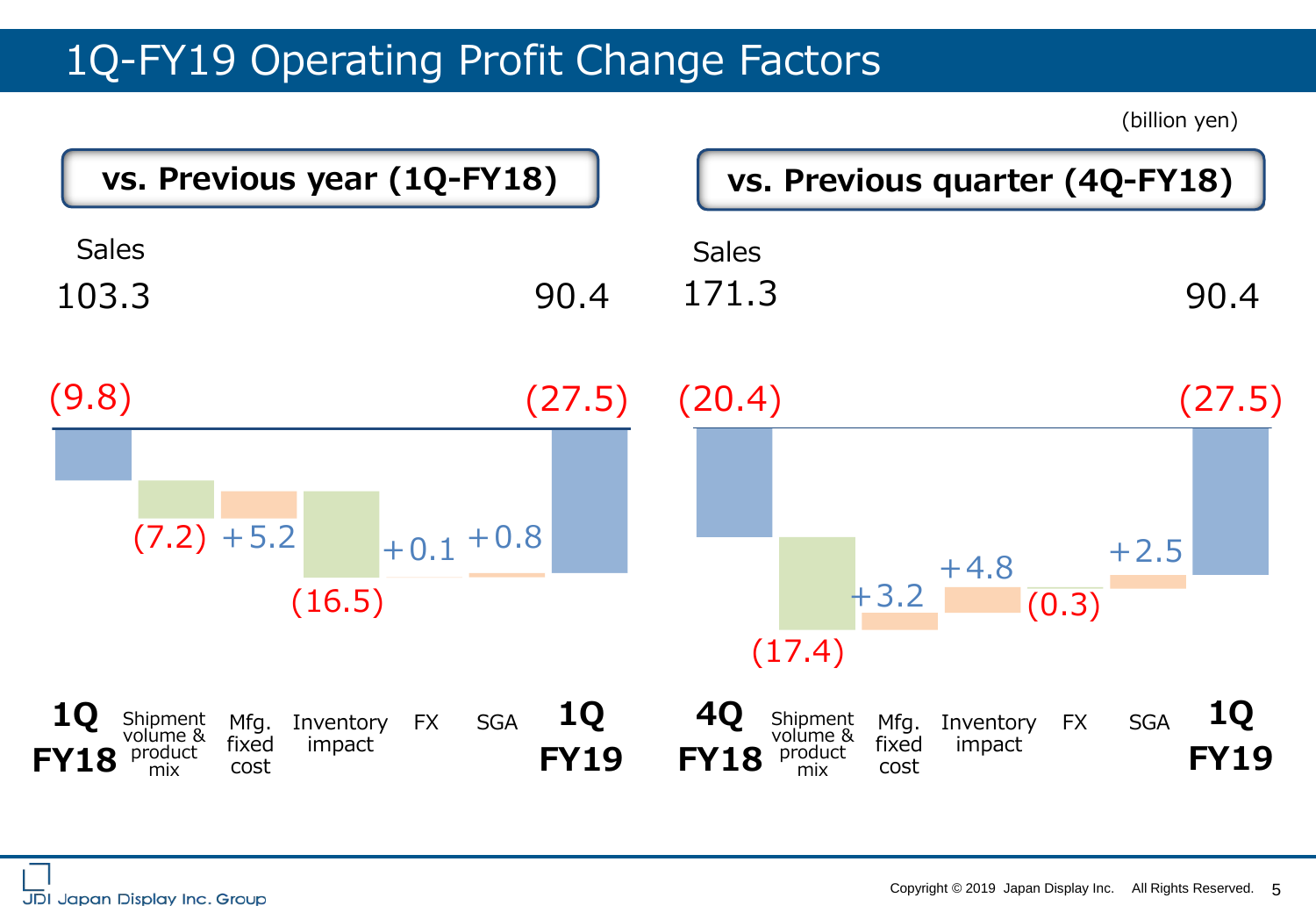# 1Q-FY19 Operating Profit Change Factors

(billion yen)

## vs. Previous year (1Q-FY18)

| | 1Q FY18 | Shipment volume & product mix | Mfg. fixed cost | Inventory impact | FX | SGA | 1Q FY19 |
|---|---|---|---|---|---|---|---|
| Sales | 103.3 | | | | | | 90.4 |
| Operating profit / change | (9.8) | (7.2) | +5.2 | (16.5) | +0.1 | +0.8 | (27.5) |

## vs. Previous quarter (4Q-FY18)

| | 4Q FY18 | Shipment volume & product mix | Mfg. fixed cost | Inventory impact | FX | SGA | 1Q FY19 |
|---|---|---|---|---|---|---|---|
| Sales | 171.3 | | | | | | 90.4 |
| Operating profit / change | (20.4) | (17.4) | +3.2 | +4.8 | (0.3) | +2.5 | (27.5) |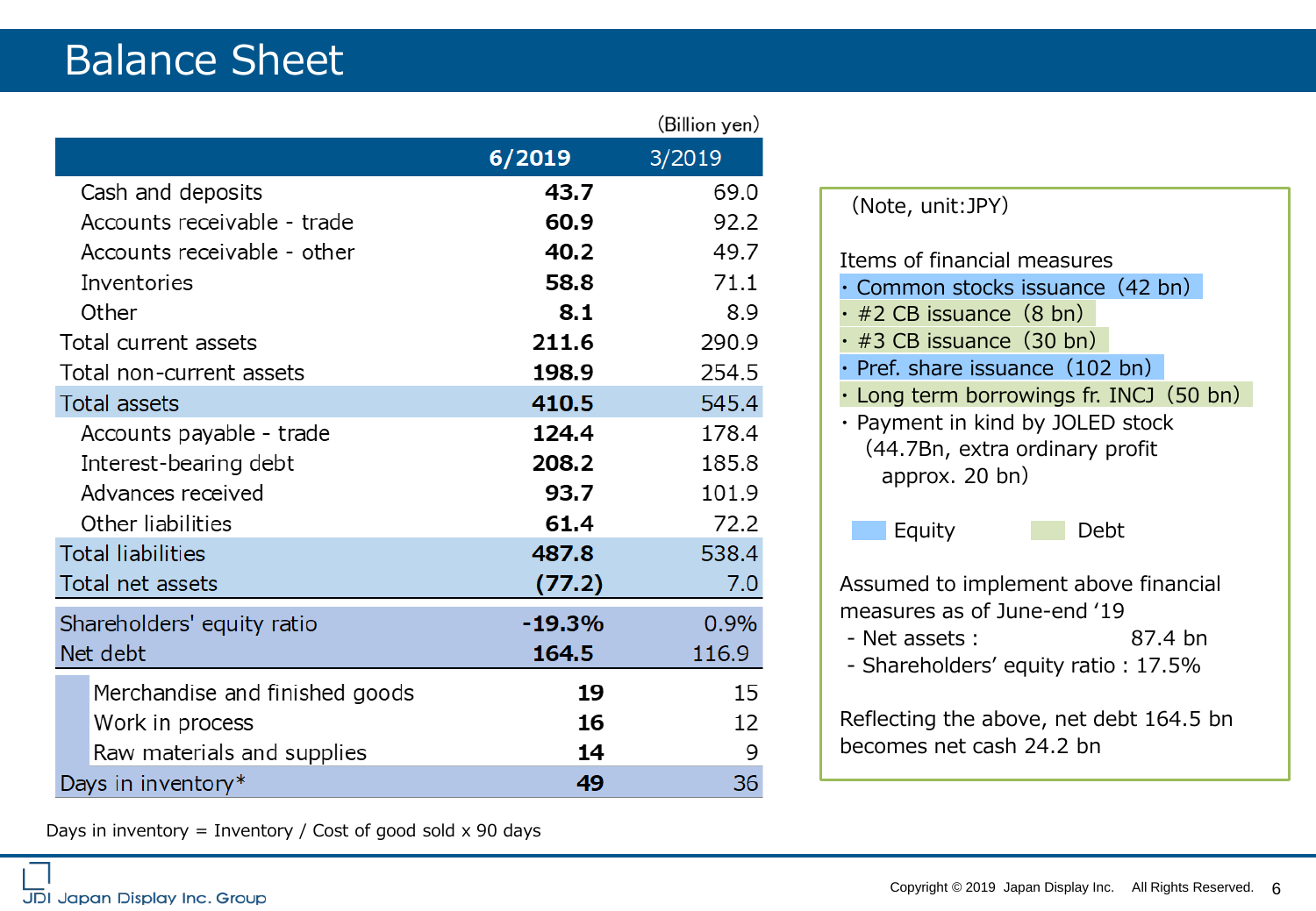# Balance Sheet

(Billion yen)

| | 6/2019 | 3/2019 |
|---|---|---|
| Cash and deposits | **43.7** | 69.0 |
| Accounts receivable - trade | **60.9** | 92.2 |
| Accounts receivable - other | **40.2** | 49.7 |
| Inventories | **58.8** | 71.1 |
| Other | **8.1** | 8.9 |
| Total current assets | **211.6** | 290.9 |
| Total non-current assets | **198.9** | 254.5 |
| Total assets | **410.5** | 545.4 |
| Accounts payable - trade | **124.4** | 178.4 |
| Interest-bearing debt | **208.2** | 185.8 |
| Advances received | **93.7** | 101.9 |
| Other liabilities | **61.4** | 72.2 |
| Total liabilities | **487.8** | 538.4 |
| Total net assets | **(77.2)** | 7.0 |
| Shareholders' equity ratio | **-19.3%** | 0.9% |
| Net debt | **164.5** | 116.9 |
| Merchandise and finished goods | **19** | 15 |
| Work in process | **16** | 12 |
| Raw materials and supplies | **14** | 9 |
| Days in inventory* | **49** | 36 |

Days in inventory = Inventory / Cost of good sold x 90 days

(Note, unit:JPY)

Items of financial measures

- Common stocks issuance (42 bn)
- #2 CB issuance (8 bn)
- #3 CB issuance (30 bn)
- Pref. share issuance (102 bn)
- Long term borrowings fr. INCJ (50 bn)
- Payment in kind by JOLED stock (44.7Bn, extra ordinary profit approx. 20 bn)

Equity　Debt

Assumed to implement above financial measures as of June-end '19

- Net assets : 87.4 bn
- Shareholders' equity ratio : 17.5%

Reflecting the above, net debt 164.5 bn becomes net cash 24.2 bn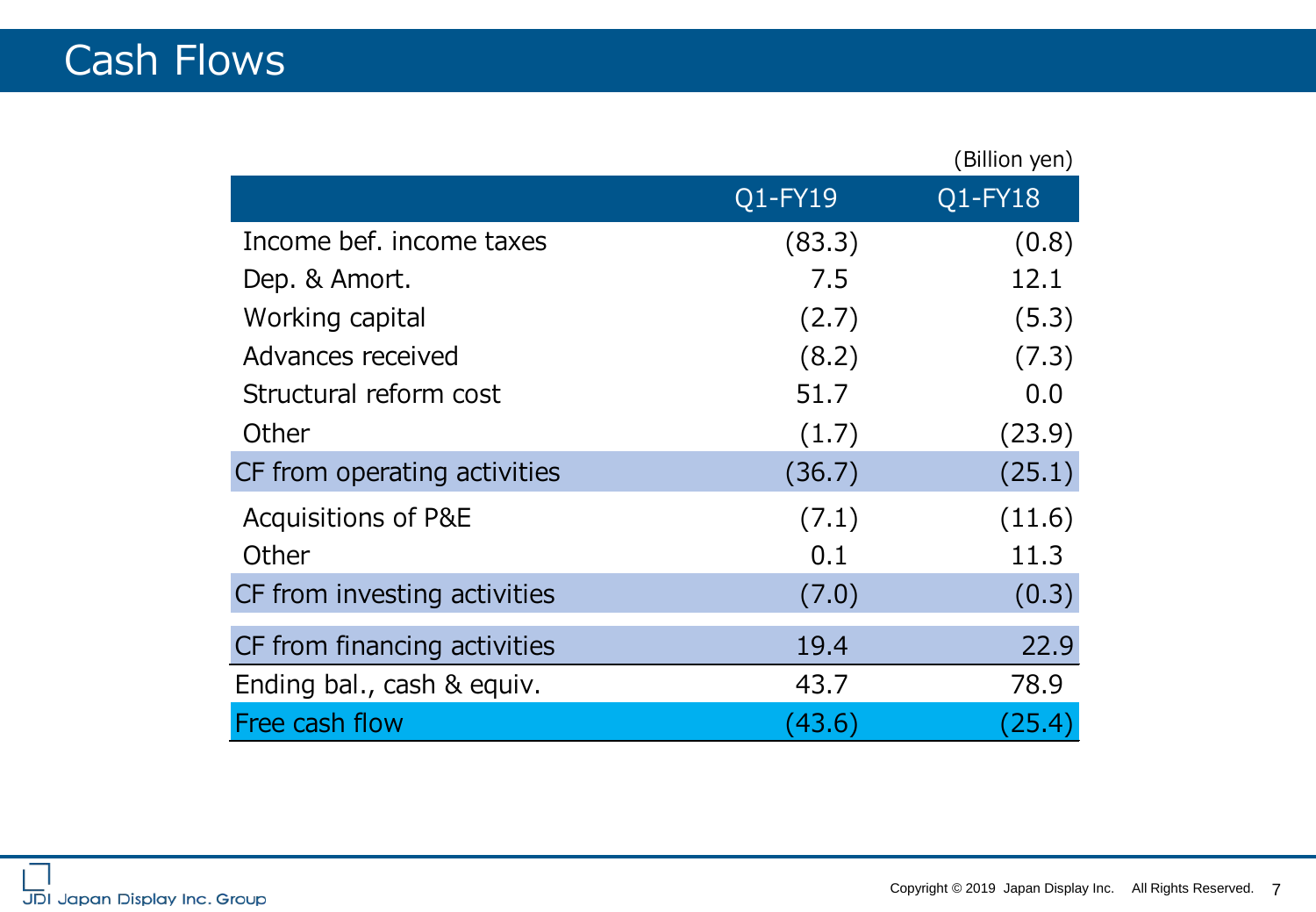# Cash Flows

(Billion yen)

| | Q1-FY19 | Q1-FY18 |
|---|---|---|
| Income bef. income taxes | (83.3) | (0.8) |
| Dep. & Amort. | 7.5 | 12.1 |
| Working capital | (2.7) | (5.3) |
| Advances received | (8.2) | (7.3) |
| Structural reform cost | 51.7 | 0.0 |
| Other | (1.7) | (23.9) |
| CF from operating activities | (36.7) | (25.1) |
| Acquisitions of P&E | (7.1) | (11.6) |
| Other | 0.1 | 11.3 |
| CF from investing activities | (7.0) | (0.3) |
| CF from financing activities | 19.4 | 22.9 |
| Ending bal., cash & equiv. | 43.7 | 78.9 |
| Free cash flow | (43.6) | (25.4) |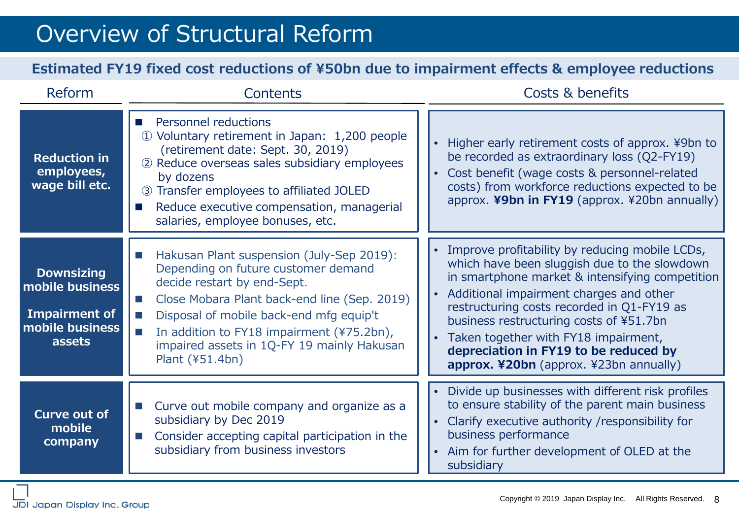# Overview of Structural Reform

**Estimated FY19 fixed cost reductions of ¥50bn due to impairment effects & employee reductions**

| Reform | Contents | Costs & benefits |
|---|---|---|
| **Reduction in employees, wage bill etc.** | ■ Personnel reductions<br>① Voluntary retirement in Japan: 1,200 people (retirement date: Sept. 30, 2019)<br>② Reduce overseas sales subsidiary employees by dozens<br>③ Transfer employees to affiliated JOLED<br>■ Reduce executive compensation, managerial salaries, employee bonuses, etc. | • Higher early retirement costs of approx. ¥9bn to be recorded as extraordinary loss (Q2-FY19)<br>• Cost benefit (wage costs & personnel-related costs) from workforce reductions expected to be approx. **¥9bn in FY19** (approx. ¥20bn annually) |
| **Downsizing mobile business**<br><br>**Impairment of mobile business assets** | ■ Hakusan Plant suspension (July-Sep 2019): Depending on future customer demand decide restart by end-Sept.<br>■ Close Mobara Plant back-end line (Sep. 2019)<br>■ Disposal of mobile back-end mfg equip't<br>■ In addition to FY18 impairment (¥75.2bn), impaired assets in 1Q-FY 19 mainly Hakusan Plant (¥51.4bn) | • Improve profitability by reducing mobile LCDs, which have been sluggish due to the slowdown in smartphone market & intensifying competition<br>• Additional impairment charges and other restructuring costs recorded in Q1-FY19 as business restructuring costs of ¥51.7bn<br>• Taken together with FY18 impairment, **depreciation in FY19 to be reduced by approx. ¥20bn** (approx. ¥23bn annually) |
| **Curve out of mobile company** | ■ Curve out mobile company and organize as a subsidiary by Dec 2019<br>■ Consider accepting capital participation in the subsidiary from business investors | • Divide up businesses with different risk profiles to ensure stability of the parent main business<br>• Clarify executive authority /responsibility for business performance<br>• Aim for further development of OLED at the subsidiary |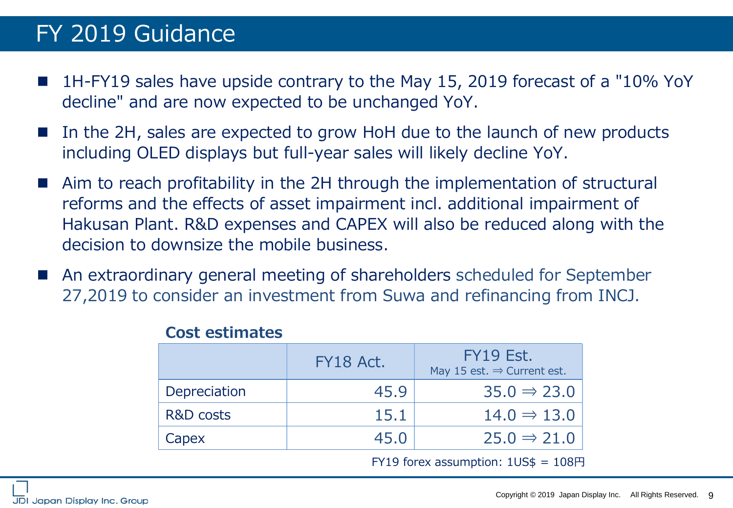# FY 2019 Guidance

- 1H-FY19 sales have upside contrary to the May 15, 2019 forecast of a "10% YoY decline" and are now expected to be unchanged YoY.
- In the 2H, sales are expected to grow HoH due to the launch of new products including OLED displays but full-year sales will likely decline YoY.
- Aim to reach profitability in the 2H through the implementation of structural reforms and the effects of asset impairment incl. additional impairment of Hakusan Plant. R&D expenses and CAPEX will also be reduced along with the decision to downsize the mobile business.
- An extraordinary general meeting of shareholders scheduled for September 27,2019 to consider an investment from Suwa and refinancing from INCJ.

**Cost estimates**

| | FY18 Act. | FY19 Est.<br>May 15 est. ⇒ Current est. |
|---|---|---|
| Depreciation | 45.9 | 35.0 ⇒ 23.0 |
| R&D costs | 15.1 | 14.0 ⇒ 13.0 |
| Capex | 45.0 | 25.0 ⇒ 21.0 |

FY19 forex assumption: 1US$ = 108円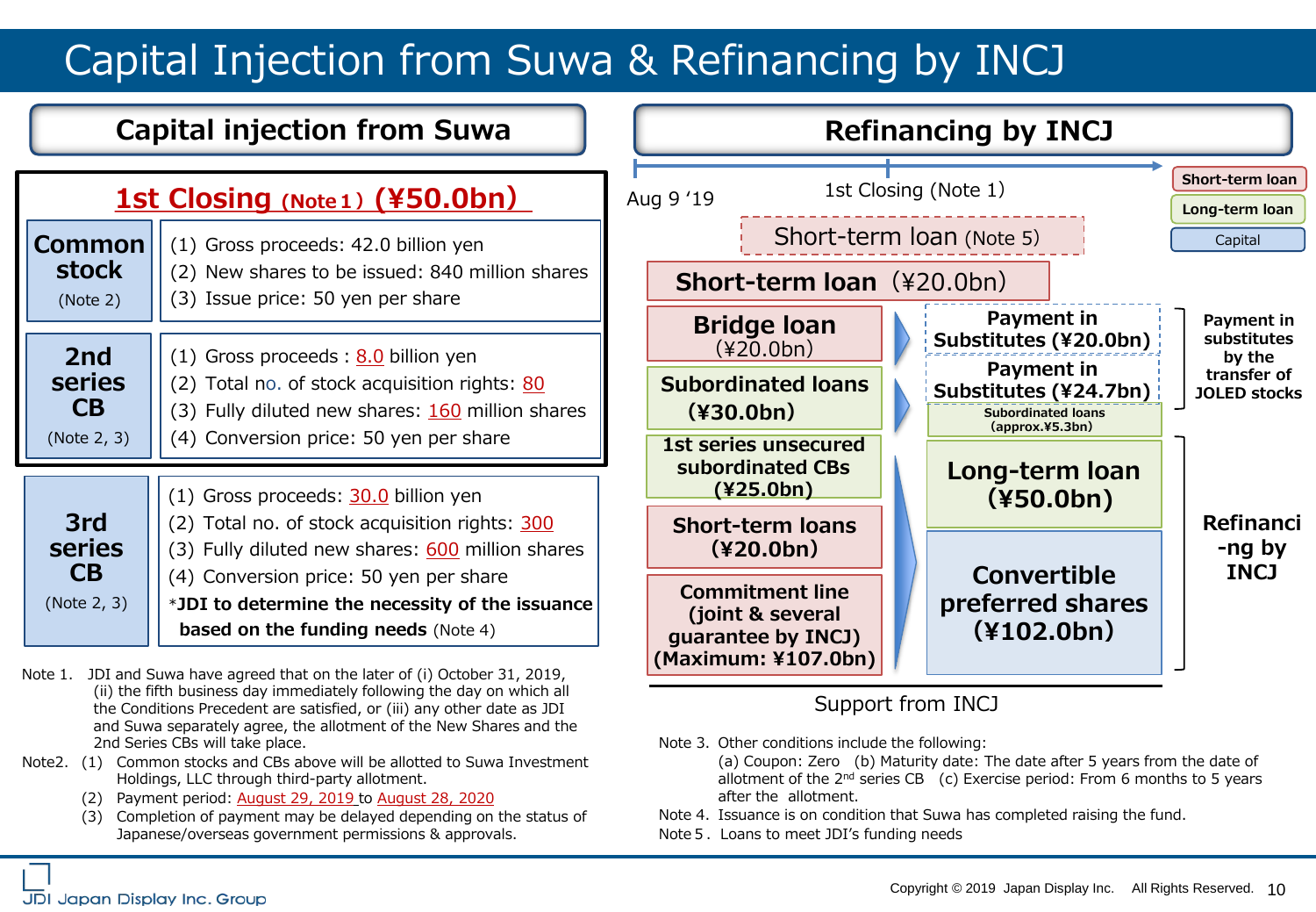# Capital Injection from Suwa & Refinancing by INCJ

## Capital injection from Suwa

### 1st Closing (Note 1) (¥50.0bn)

| | |
|---|---|
| **Common stock** (Note 2) | (1) Gross proceeds: 42.0 billion yen<br>(2) New shares to be issued: 840 million shares<br>(3) Issue price: 50 yen per share |
| **2nd series CB** (Note 2, 3) | (1) Gross proceeds : 8.0 billion yen<br>(2) Total no. of stock acquisition rights: 80<br>(3) Fully diluted new shares: 160 million shares<br>(4) Conversion price: 50 yen per share |

| | |
|---|---|
| **3rd series CB** (Note 2, 3) | (1) Gross proceeds: 30.0 billion yen<br>(2) Total no. of stock acquisition rights: 300<br>(3) Fully diluted new shares: 600 million shares<br>(4) Conversion price: 50 yen per share<br>***JDI to determine the necessity of the issuance based on the funding needs** (Note 4) |

Note 1. JDI and Suwa have agreed that on the later of (i) October 31, 2019, (ii) the fifth business day immediately following the day on which all the Conditions Precedent are satisfied, or (iii) any other date as JDI and Suwa separately agree, the allotment of the New Shares and the 2nd Series CBs will take place.

Note2. (1) Common stocks and CBs above will be allotted to Suwa Investment Holdings, LLC through third-party allotment.
(2) Payment period: August 29, 2019 to August 28, 2020
(3) Completion of payment may be delayed depending on the status of Japanese/overseas government permissions & approvals.

## Refinancing by INCJ

Legend: Short-term loan / Long-term loan / Capital

Aug 9 '19 → 1st Closing (Note 1)

Short-term loan (Note 5)

**Short-term loan** (¥20.0bn)

| Support from INCJ | After 1st Closing | |
|---|---|---|
| **Bridge loan** (¥20.0bn) | **Payment in Substitutes (¥20.0bn)** | **Payment in substitutes by the transfer of JOLED stocks** |
| **Subordinated loans (¥30.0bn)** | **Payment in Substitutes (¥24.7bn)**<br>**Subordinated loans (approx.¥5.3bn)** | |
| **1st series unsecured subordinated CBs (¥25.0bn)** | **Long-term loan (¥50.0bn)** | **Refinancing by INCJ** |
| **Short-term loans (¥20.0bn)** | **Convertible preferred shares (¥102.0bn)** | |
| **Commitment line (joint & several guarantee by INCJ) (Maximum: ¥107.0bn)** | | |

Note 3. Other conditions include the following:
(a) Coupon: Zero (b) Maturity date: The date after 5 years from the date of allotment of the 2nd series CB (c) Exercise period: From 6 months to 5 years after the allotment.

Note 4. Issuance is on condition that Suwa has completed raising the fund.

Note 5. Loans to meet JDI's funding needs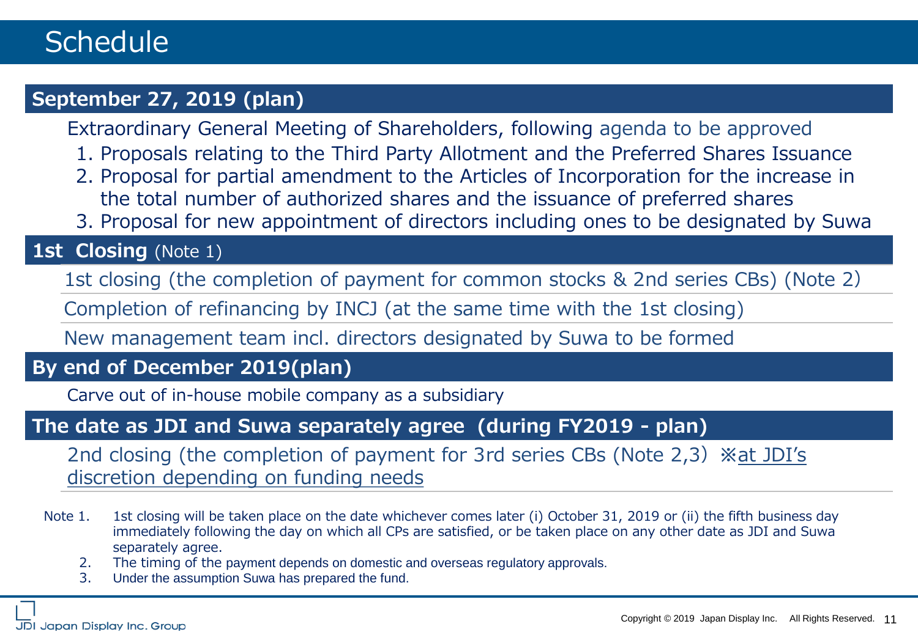# Schedule

## September 27, 2019 (plan)

Extraordinary General Meeting of Shareholders, following agenda to be approved

1. Proposals relating to the Third Party Allotment and the Preferred Shares Issuance
2. Proposal for partial amendment to the Articles of Incorporation for the increase in the total number of authorized shares and the issuance of preferred shares
3. Proposal for new appointment of directors including ones to be designated by Suwa

## 1st Closing (Note 1)

1st closing (the completion of payment for common stocks & 2nd series CBs) (Note 2)

Completion of refinancing by INCJ (at the same time with the 1st closing)

New management team incl. directors designated by Suwa to be formed

## By end of December 2019(plan)

Carve out of in-house mobile company as a subsidiary

## The date as JDI and Suwa separately agree (during FY2019 - plan)

2nd closing (the completion of payment for 3rd series CBs (Note 2,3) ※<u>at JDI's discretion depending on funding needs</u>

Note 1. 1st closing will be taken place on the date whichever comes later (i) October 31, 2019 or (ii) the fifth business day immediately following the day on which all CPs are satisfied, or be taken place on any other date as JDI and Suwa separately agree.

2. The timing of the payment depends on domestic and overseas regulatory approvals.

3. Under the assumption Suwa has prepared the fund.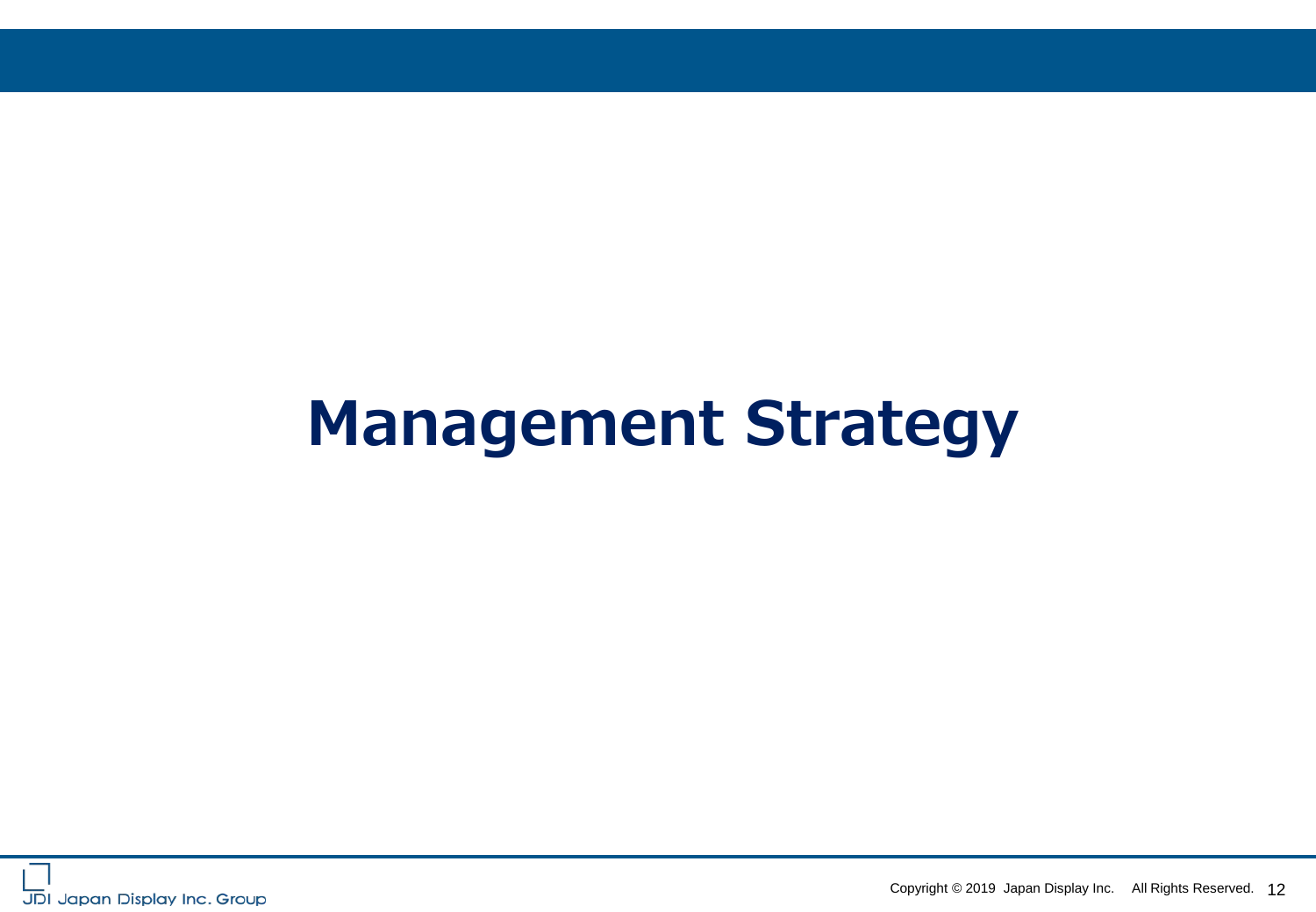# Management Strategy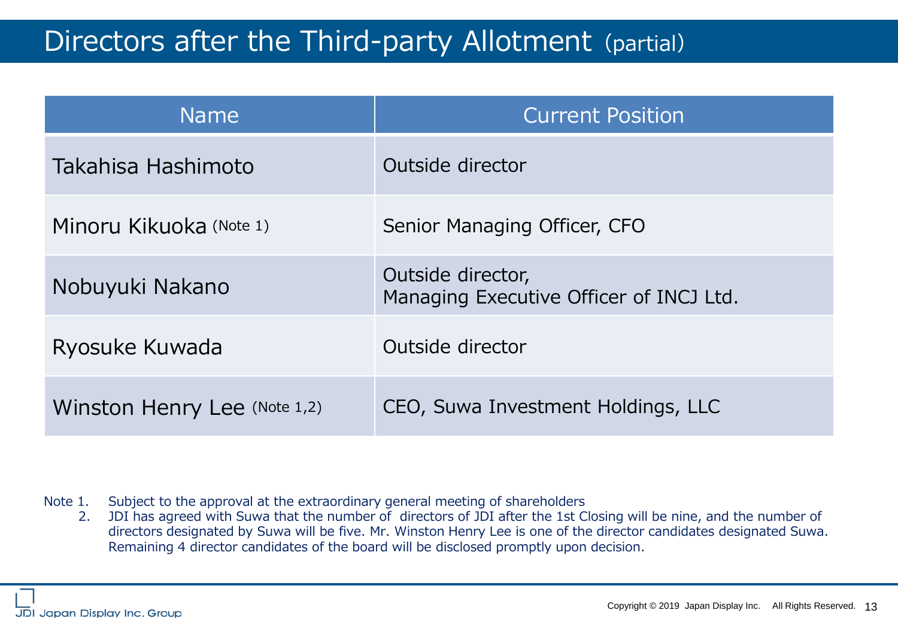# Directors after the Third-party Allotment (partial)

| Name | Current Position |
|---|---|
| Takahisa Hashimoto | Outside director |
| Minoru Kikuoka (Note 1) | Senior Managing Officer, CFO |
| Nobuyuki Nakano | Outside director, Managing Executive Officer of INCJ Ltd. |
| Ryosuke Kuwada | Outside director |
| Winston Henry Lee (Note 1,2) | CEO, Suwa Investment Holdings, LLC |

Note 1. Subject to the approval at the extraordinary general meeting of shareholders

2. JDI has agreed with Suwa that the number of directors of JDI after the 1st Closing will be nine, and the number of directors designated by Suwa will be five. Mr. Winston Henry Lee is one of the director candidates designated Suwa. Remaining 4 director candidates of the board will be disclosed promptly upon decision.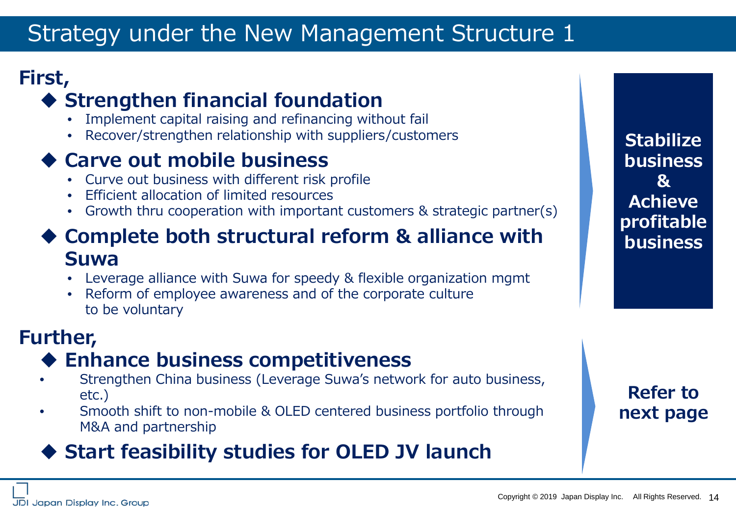# Strategy under the New Management Structure 1

**First,**

### ◆ Strengthen financial foundation

- Implement capital raising and refinancing without fail
- Recover/strengthen relationship with suppliers/customers

### ◆ Carve out mobile business

- Curve out business with different risk profile
- Efficient allocation of limited resources
- Growth thru cooperation with important customers & strategic partner(s)

### ◆ Complete both structural reform & alliance with Suwa

- Leverage alliance with Suwa for speedy & flexible organization mgmt
- Reform of employee awareness and of the corporate culture to be voluntary

**Stabilize business & Achieve profitable business**

**Further,**

### ◆ Enhance business competitiveness

- Strengthen China business (Leverage Suwa's network for auto business, etc.)
- Smooth shift to non-mobile & OLED centered business portfolio through M&A and partnership

### ◆ Start feasibility studies for OLED JV launch

**Refer to next page**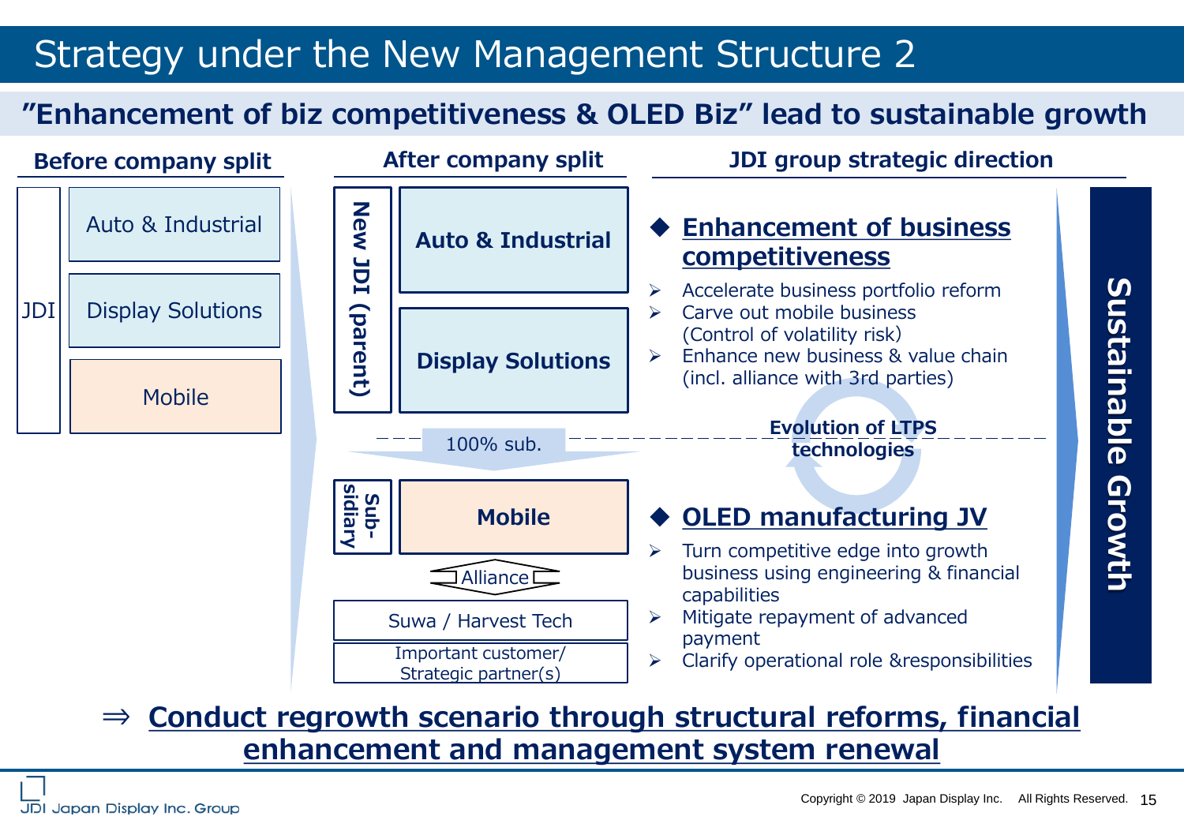# Strategy under the New Management Structure 2

## "Enhancement of biz competitiveness & OLED Biz" lead to sustainable growth

### Before company split

JDI
- Auto & Industrial
- Display Solutions
- Mobile

### After company split

New JDI (parent)
- **Auto & Industrial**
- **Display Solutions**

100% sub.

Sub-sidiary
- **Mobile**

Alliance

Suwa / Harvest Tech

Important customer/ Strategic partner(s)

### JDI group strategic direction

◆ **Enhancement of business competitiveness**

- Accelerate business portfolio reform
- Carve out mobile business (Control of volatility risk)
- Enhance new business & value chain (incl. alliance with 3rd parties)

**Evolution of LTPS technologies**

◆ **OLED manufacturing JV**

- Turn competitive edge into growth business using engineering & financial capabilities
- Mitigate repayment of advanced payment
- Clarify operational role &responsibilities

**Sustainable Growth**

⇒ **Conduct regrowth scenario through structural reforms, financial enhancement and management system renewal**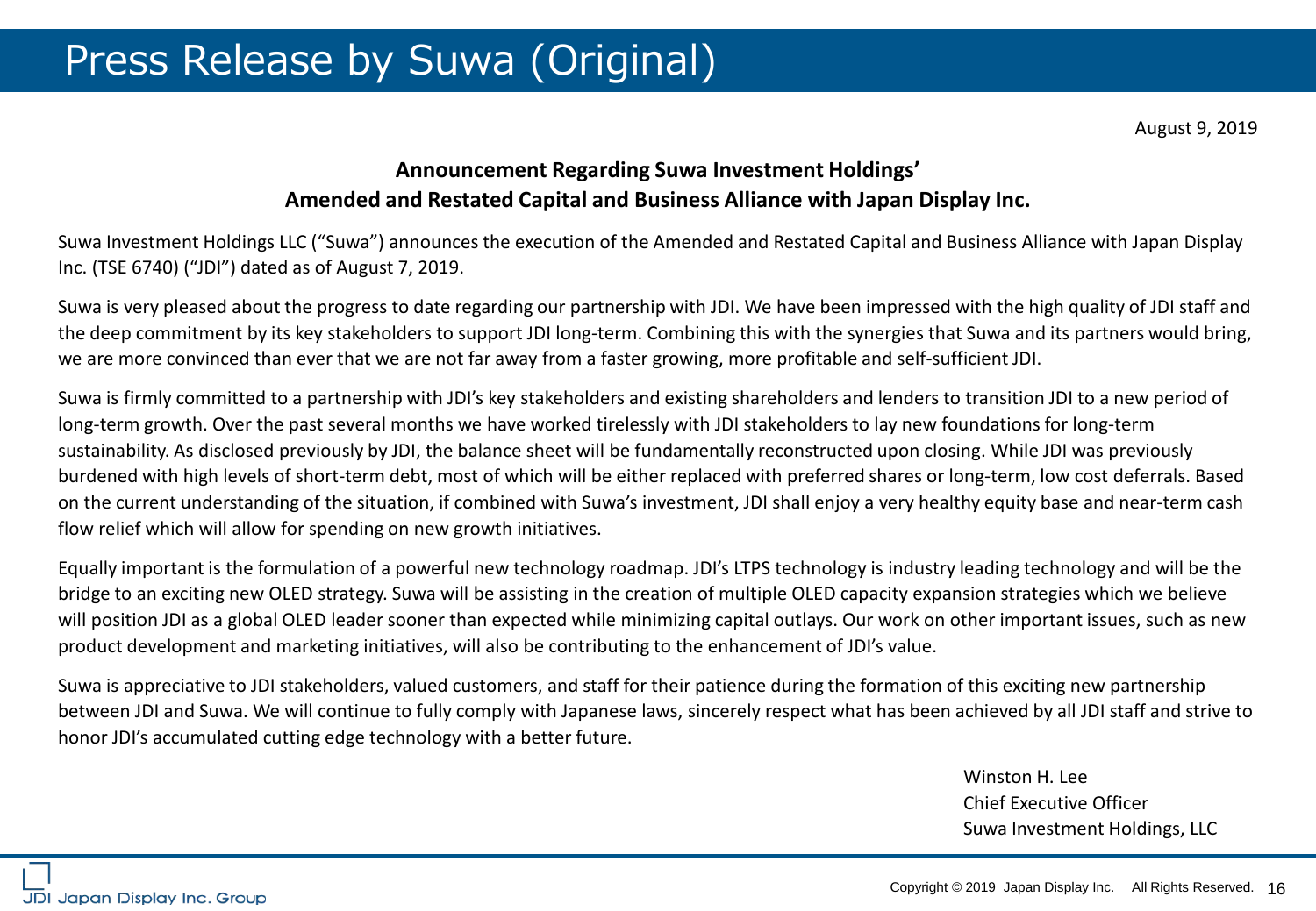# Press Release by Suwa (Original)

August 9, 2019

**Announcement Regarding Suwa Investment Holdings'**
**Amended and Restated Capital and Business Alliance with Japan Display Inc.**

Suwa Investment Holdings LLC ("Suwa") announces the execution of the Amended and Restated Capital and Business Alliance with Japan Display Inc. (TSE 6740) ("JDI") dated as of August 7, 2019.

Suwa is very pleased about the progress to date regarding our partnership with JDI. We have been impressed with the high quality of JDI staff and the deep commitment by its key stakeholders to support JDI long-term. Combining this with the synergies that Suwa and its partners would bring, we are more convinced than ever that we are not far away from a faster growing, more profitable and self-sufficient JDI.

Suwa is firmly committed to a partnership with JDI's key stakeholders and existing shareholders and lenders to transition JDI to a new period of long-term growth. Over the past several months we have worked tirelessly with JDI stakeholders to lay new foundations for long-term sustainability. As disclosed previously by JDI, the balance sheet will be fundamentally reconstructed upon closing. While JDI was previously burdened with high levels of short-term debt, most of which will be either replaced with preferred shares or long-term, low cost deferrals. Based on the current understanding of the situation, if combined with Suwa's investment, JDI shall enjoy a very healthy equity base and near-term cash flow relief which will allow for spending on new growth initiatives.

Equally important is the formulation of a powerful new technology roadmap. JDI's LTPS technology is industry leading technology and will be the bridge to an exciting new OLED strategy. Suwa will be assisting in the creation of multiple OLED capacity expansion strategies which we believe will position JDI as a global OLED leader sooner than expected while minimizing capital outlays. Our work on other important issues, such as new product development and marketing initiatives, will also be contributing to the enhancement of JDI's value.

Suwa is appreciative to JDI stakeholders, valued customers, and staff for their patience during the formation of this exciting new partnership between JDI and Suwa. We will continue to fully comply with Japanese laws, sincerely respect what has been achieved by all JDI staff and strive to honor JDI's accumulated cutting edge technology with a better future.

Winston H. Lee
Chief Executive Officer
Suwa Investment Holdings, LLC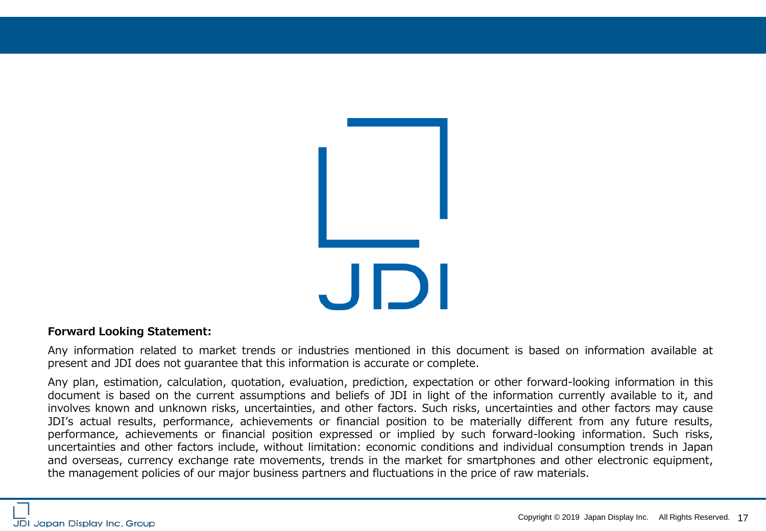**Forward Looking Statement:**

Any information related to market trends or industries mentioned in this document is based on information available at present and JDI does not guarantee that this information is accurate or complete.

Any plan, estimation, calculation, quotation, evaluation, prediction, expectation or other forward-looking information in this document is based on the current assumptions and beliefs of JDI in light of the information currently available to it, and involves known and unknown risks, uncertainties, and other factors. Such risks, uncertainties and other factors may cause JDI's actual results, performance, achievements or financial position to be materially different from any future results, performance, achievements or financial position expressed or implied by such forward-looking information. Such risks, uncertainties and other factors include, without limitation: economic conditions and individual consumption trends in Japan and overseas, currency exchange rate movements, trends in the market for smartphones and other electronic equipment, the management policies of our major business partners and fluctuations in the price of raw materials.